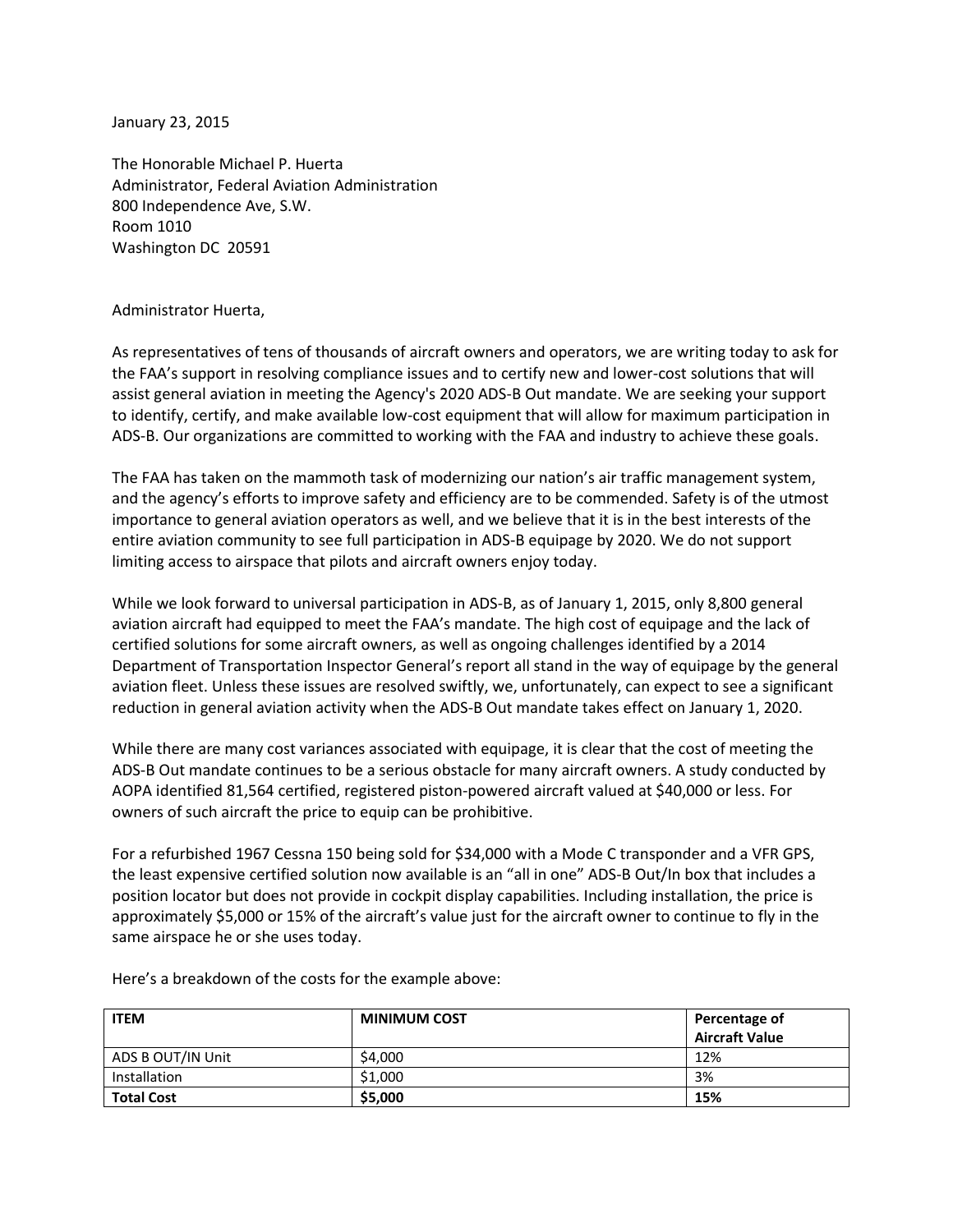January 23, 2015

The Honorable Michael P. Huerta
Administrator, Federal Aviation Administration
800 Independence Ave, S.W.
Room 1010
Washington DC 20591

Administrator Huerta,

As representatives of tens of thousands of aircraft owners and operators, we are writing today to ask for the FAA's support in resolving compliance issues and to certify new and lower-cost solutions that will assist general aviation in meeting the Agency's 2020 ADS-B Out mandate. We are seeking your support to identify, certify, and make available low-cost equipment that will allow for maximum participation in ADS-B. Our organizations are committed to working with the FAA and industry to achieve these goals.

The FAA has taken on the mammoth task of modernizing our nation's air traffic management system, and the agency's efforts to improve safety and efficiency are to be commended. Safety is of the utmost importance to general aviation operators as well, and we believe that it is in the best interests of the entire aviation community to see full participation in ADS-B equipage by 2020. We do not support limiting access to airspace that pilots and aircraft owners enjoy today.

While we look forward to universal participation in ADS-B, as of January 1, 2015, only 8,800 general aviation aircraft had equipped to meet the FAA's mandate. The high cost of equipage and the lack of certified solutions for some aircraft owners, as well as ongoing challenges identified by a 2014 Department of Transportation Inspector General's report all stand in the way of equipage by the general aviation fleet. Unless these issues are resolved swiftly, we, unfortunately, can expect to see a significant reduction in general aviation activity when the ADS-B Out mandate takes effect on January 1, 2020.

While there are many cost variances associated with equipage, it is clear that the cost of meeting the ADS-B Out mandate continues to be a serious obstacle for many aircraft owners. A study conducted by AOPA identified 81,564 certified, registered piston-powered aircraft valued at $40,000 or less. For owners of such aircraft the price to equip can be prohibitive.

For a refurbished 1967 Cessna 150 being sold for $34,000 with a Mode C transponder and a VFR GPS, the least expensive certified solution now available is an "all in one" ADS-B Out/In box that includes a position locator but does not provide in cockpit display capabilities. Including installation, the price is approximately $5,000 or 15% of the aircraft's value just for the aircraft owner to continue to fly in the same airspace he or she uses today.

Here's a breakdown of the costs for the example above:

| ITEM | MINIMUM COST | Percentage of Aircraft Value |
|---|---|---|
| ADS B OUT/IN Unit | $4,000 | 12% |
| Installation | $1,000 | 3% |
| **Total Cost** | **$5,000** | **15%** |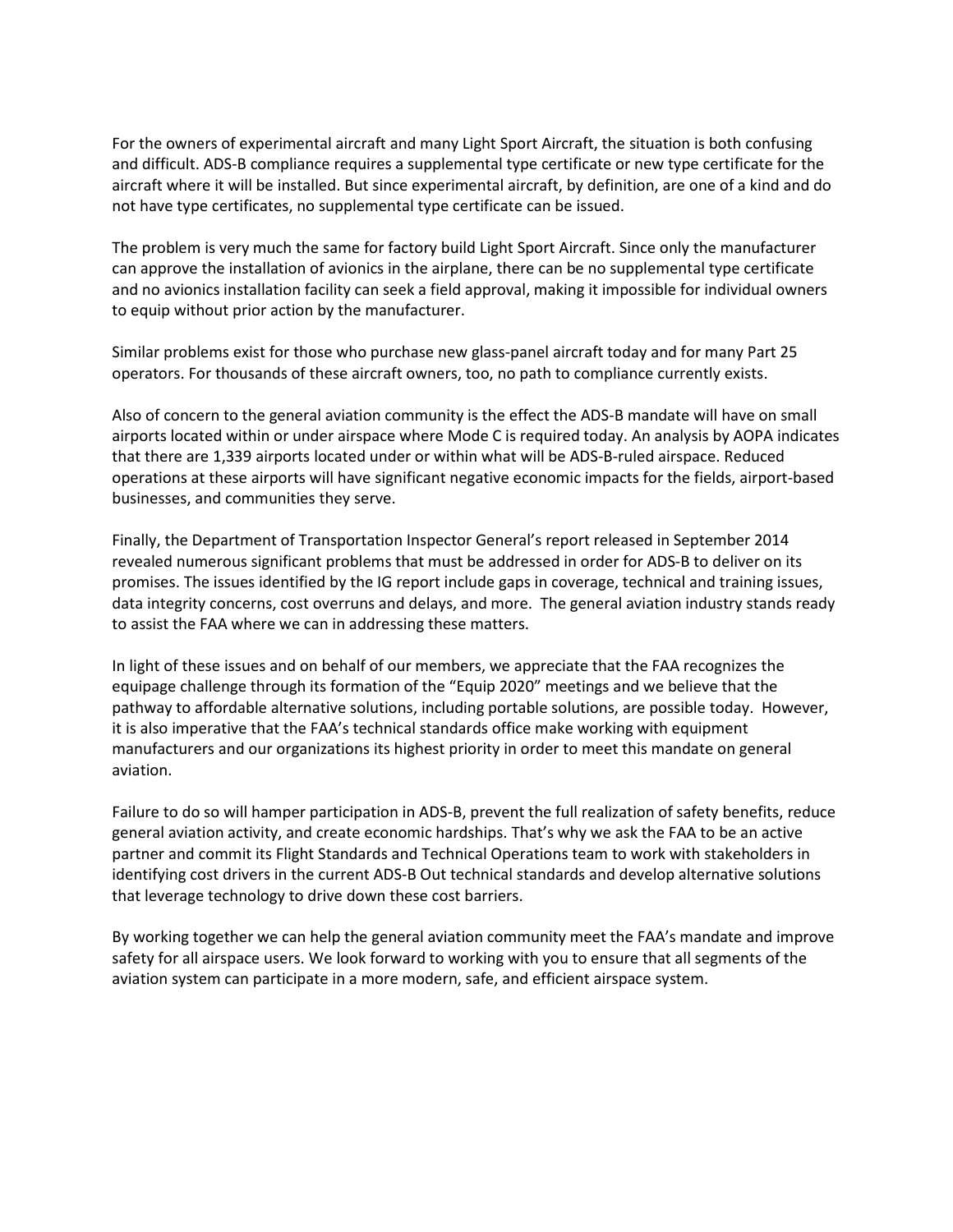For the owners of experimental aircraft and many Light Sport Aircraft, the situation is both confusing and difficult. ADS-B compliance requires a supplemental type certificate or new type certificate for the aircraft where it will be installed. But since experimental aircraft, by definition, are one of a kind and do not have type certificates, no supplemental type certificate can be issued.

The problem is very much the same for factory build Light Sport Aircraft. Since only the manufacturer can approve the installation of avionics in the airplane, there can be no supplemental type certificate and no avionics installation facility can seek a field approval, making it impossible for individual owners to equip without prior action by the manufacturer.

Similar problems exist for those who purchase new glass-panel aircraft today and for many Part 25 operators. For thousands of these aircraft owners, too, no path to compliance currently exists.

Also of concern to the general aviation community is the effect the ADS-B mandate will have on small airports located within or under airspace where Mode C is required today. An analysis by AOPA indicates that there are 1,339 airports located under or within what will be ADS-B-ruled airspace. Reduced operations at these airports will have significant negative economic impacts for the fields, airport-based businesses, and communities they serve.

Finally, the Department of Transportation Inspector General's report released in September 2014 revealed numerous significant problems that must be addressed in order for ADS-B to deliver on its promises. The issues identified by the IG report include gaps in coverage, technical and training issues, data integrity concerns, cost overruns and delays, and more. The general aviation industry stands ready to assist the FAA where we can in addressing these matters.

In light of these issues and on behalf of our members, we appreciate that the FAA recognizes the equipage challenge through its formation of the "Equip 2020" meetings and we believe that the pathway to affordable alternative solutions, including portable solutions, are possible today. However, it is also imperative that the FAA's technical standards office make working with equipment manufacturers and our organizations its highest priority in order to meet this mandate on general aviation.

Failure to do so will hamper participation in ADS-B, prevent the full realization of safety benefits, reduce general aviation activity, and create economic hardships. That's why we ask the FAA to be an active partner and commit its Flight Standards and Technical Operations team to work with stakeholders in identifying cost drivers in the current ADS-B Out technical standards and develop alternative solutions that leverage technology to drive down these cost barriers.

By working together we can help the general aviation community meet the FAA's mandate and improve safety for all airspace users. We look forward to working with you to ensure that all segments of the aviation system can participate in a more modern, safe, and efficient airspace system.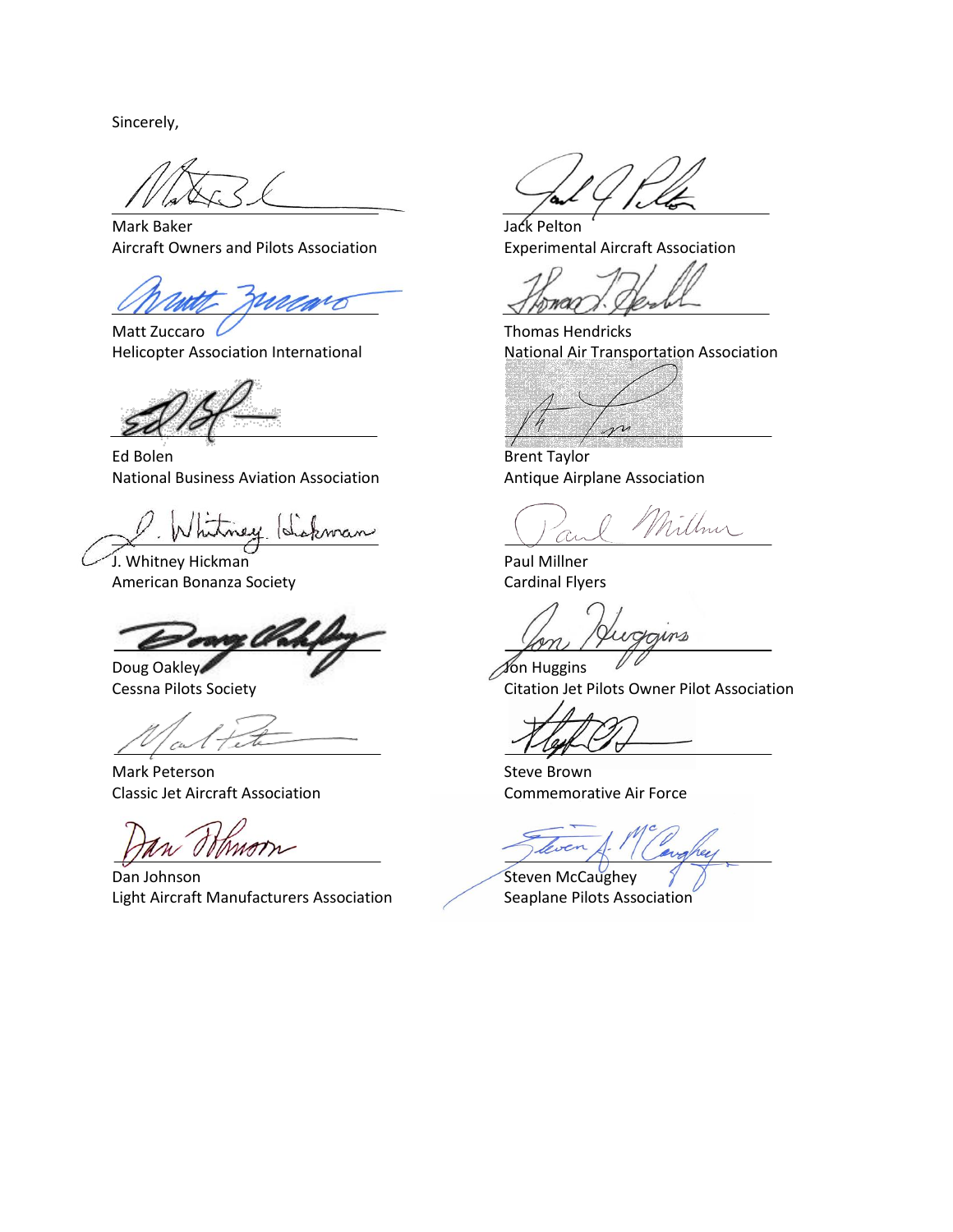Sincerely,

Mark Baker
Aircraft Owners and Pilots Association

Jack Pelton
Experimental Aircraft Association

Matt Zuccaro
Helicopter Association International

Thomas Hendricks
National Air Transportation Association

Ed Bolen
National Business Aviation Association

Brent Taylor
Antique Airplane Association

J. Whitney Hickman
American Bonanza Society

Paul Millner
Cardinal Flyers

Doug Oakley
Cessna Pilots Society

Jon Huggins
Citation Jet Pilots Owner Pilot Association

Mark Peterson
Classic Jet Aircraft Association

Steve Brown
Commemorative Air Force

Dan Johnson
Light Aircraft Manufacturers Association

Steven McCaughey
Seaplane Pilots Association